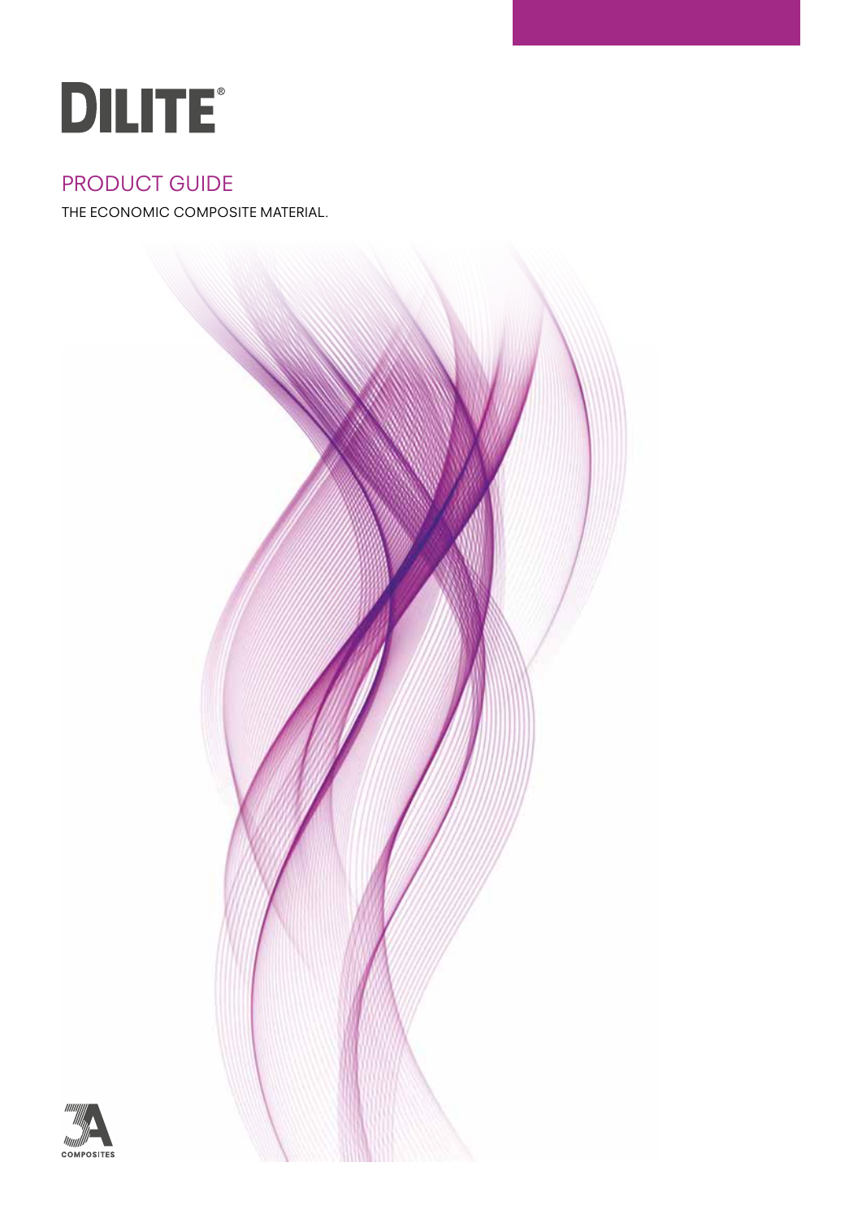# DILITE®

## PRODUCT GUIDE

THE ECONOMIC COMPOSITE MATERIAL.

3A COMPOSITES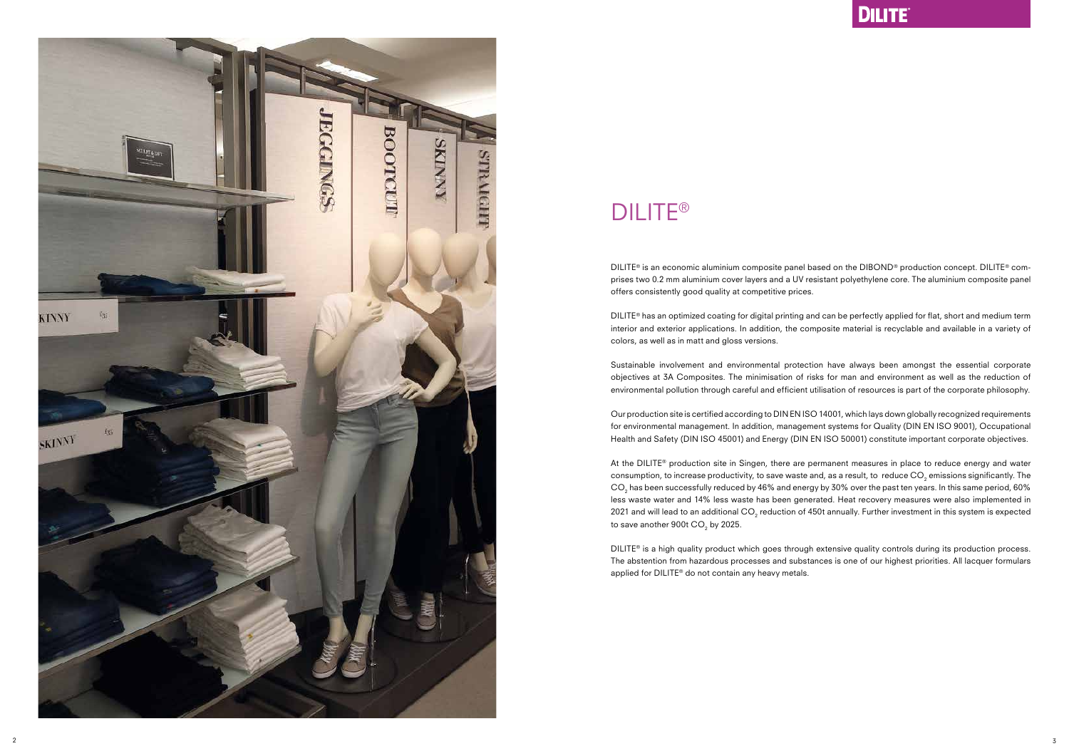# DILITE®

DILITE® is an economic aluminium composite panel based on the DIBOND® production concept. DILITE® comprises two 0.2 mm aluminium cover layers and a UV resistant polyethylene core. The aluminium composite panel offers consistently good quality at competitive prices.

DILITE® has an optimized coating for digital printing and can be perfectly applied for flat, short and medium term interior and exterior applications. In addition, the composite material is recyclable and available in a variety of colors, as well as in matt and gloss versions.

Sustainable involvement and environmental protection have always been amongst the essential corporate objectives at 3A Composites. The minimisation of risks for man and environment as well as the reduction of environmental pollution through careful and efficient utilisation of resources is part of the corporate philosophy.

Our production site is certified according to DIN EN ISO 14001, which lays down globally recognized requirements for environmental management. In addition, management systems for Quality (DIN EN ISO 9001), Occupational Health and Safety (DIN ISO 45001) and Energy (DIN EN ISO 50001) constitute important corporate objectives.

At the DILITE® production site in Singen, there are permanent measures in place to reduce energy and water consumption, to increase productivity, to save waste and, as a result, to reduce $CO_2$ emissions significantly. The $CO_2$ has been successfully reduced by 46% and energy by 30% over the past ten years. In this same period, 60% less waste water and 14% less waste has been generated. Heat recovery measures were also implemented in 2021 and will lead to an additional $CO_2$ reduction of 450t annually. Further investment in this system is expected to save another 900t $CO_2$ by 2025.

DILITE® is a high quality product which goes through extensive quality controls during its production process. The abstention from hazardous processes and substances is one of our highest priorities. All lacquer formulars applied for DILITE® do not contain any heavy metals.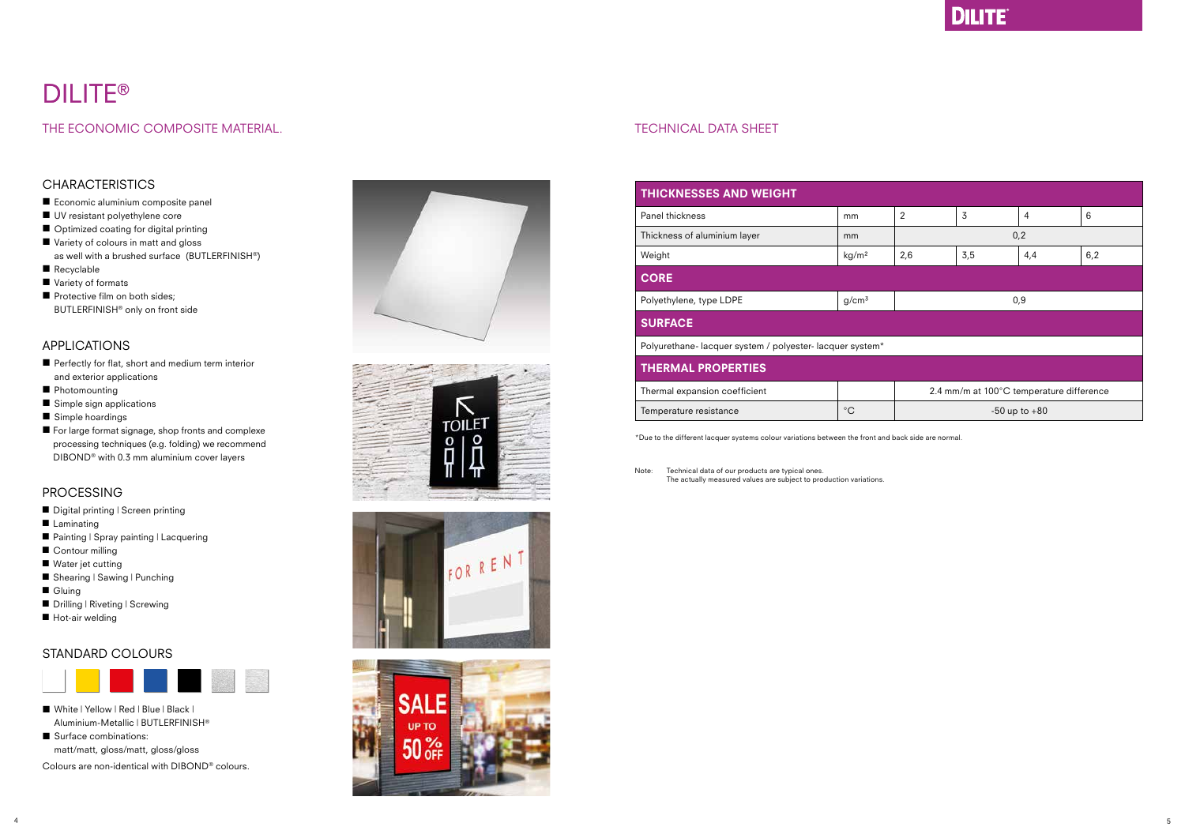# DILITE®

## THE ECONOMIC COMPOSITE MATERIAL.

### CHARACTERISTICS

- Economic aluminium composite panel
- UV resistant polyethylene core
- Optimized coating for digital printing
- Variety of colours in matt and gloss as well with a brushed surface (BUTLERFINISH®)
- Recyclable
- Variety of formats
- Protective film on both sides; BUTLERFINISH® only on front side

### APPLICATIONS

- Perfectly for flat, short and medium term interior and exterior applications
- Photomounting
- Simple sign applications
- Simple hoardings
- For large format signage, shop fronts and complexe processing techniques (e.g. folding) we recommend DIBOND® with 0.3 mm aluminium cover layers

### PROCESSING

- Digital printing | Screen printing
- Laminating
- Painting | Spray painting | Lacquering
- Contour milling
- Water jet cutting
- Shearing | Sawing | Punching
- Gluing
- Drilling | Riveting | Screwing
- Hot-air welding

### STANDARD COLOURS

- White | Yellow | Red | Blue | Black | Aluminium-Metallic | BUTLERFINISH®
- Surface combinations: matt/matt, gloss/matt, gloss/gloss

Colours are non-identical with DIBOND® colours.

## TECHNICAL DATA SHEET

| THICKNESSES AND WEIGHT | | | | | |
|---|---|---|---|---|---|
| Panel thickness | mm | 2 | 3 | 4 | 6 |
| Thickness of aluminium layer | mm | 0,2 | | | |
| Weight | kg/m² | 2,6 | 3,5 | 4,4 | 6,2 |
| **CORE** | | | | | |
| Polyethylene, type LDPE | g/cm³ | 0,9 | | | |
| **SURFACE** | | | | | |
| Polyurethane- lacquer system / polyester- lacquer system* | | | | | |
| **THERMAL PROPERTIES** | | | | | |
| Thermal expansion coefficient | | 2.4 mm/m at 100°C temperature difference | | | |
| Temperature resistance | °C | -50 up to +80 | | | |

*Due to the different lacquer systems colour variations between the front and back side are normal.

Note: Technical data of our products are typical ones. The actually measured values are subject to production variations.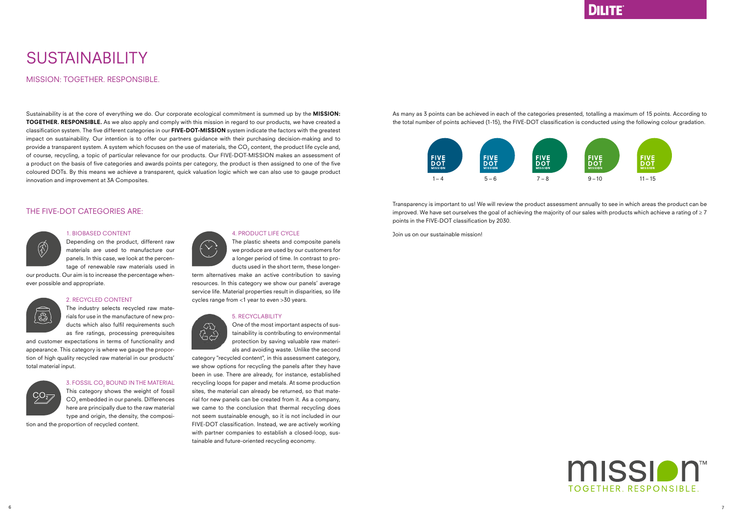# SUSTAINABILITY

## MISSION: TOGETHER. RESPONSIBLE.

Sustainability is at the core of everything we do. Our corporate ecological commitment is summed up by the **MISSION: TOGETHER. RESPONSIBLE.** As we also apply and comply with this mission in regard to our products, we have created a classification system. The five different categories in our **FIVE-DOT-MISSION** system indicate the factors with the greatest impact on sustainability. Our intention is to offer our partners guidance with their purchasing decision-making and to provide a transparent system. A system which focuses on the use of materials, the $CO_2$ content, the product life cycle and, of course, recycling, a topic of particular relevance for our products. Our FIVE-DOT-MISSION makes an assessment of a product on the basis of five categories and awards points per category, the product is then assigned to one of the five coloured DOTs. By this means we achieve a transparent, quick valuation logic which we can also use to gauge product innovation and improvement at 3A Composites.

## THE FIVE-DOT CATEGORIES ARE:

### 1. BIOBASED CONTENT

Depending on the product, different raw materials are used to manufacture our panels. In this case, we look at the percentage of renewable raw materials used in our products. Our aim is to increase the percentage whenever possible and appropriate.

### 2. RECYCLED CONTENT

The industry selects recycled raw materials for use in the manufacture of new products which also fulfil requirements such as fire ratings, processing prerequisites and customer expectations in terms of functionality and appearance. This category is where we gauge the proportion of high quality recycled raw material in our products' total material input.

### 3. FOSSIL $CO_2$ BOUND IN THE MATERIAL

This category shows the weight of fossil $CO_2$ embedded in our panels. Differences here are principally due to the raw material type and origin, the density, the composition and the proportion of recycled content.

### 4. PRODUCT LIFE CYCLE

The plastic sheets and composite panels we produce are used by our customers for a longer period of time. In contrast to products used in the short term, these longer-term alternatives make an active contribution to saving resources. In this category we show our panels' average service life. Material properties result in disparities, so life cycles range from <1 year to even >30 years.

### 5. RECYCLABILITY

One of the most important aspects of sustainability is contributing to environmental protection by saving valuable raw materials and avoiding waste. Unlike the second category "recycled content", in this assessment category, we show options for recycling the panels after they have been in use. There are already, for instance, established recycling loops for paper and metals. At some production sites, the material can already be returned, so that material for new panels can be created from it. As a company, we came to the conclusion that thermal recycling does not seem sustainable enough, so it is not included in our FIVE-DOT classification. Instead, we are actively working with partner companies to establish a closed-loop, sustainable and future-oriented recycling economy.

As many as 3 points can be achieved in each of the categories presented, totalling a maximum of 15 points. According to the total number of points achieved (1-15), the FIVE-DOT classification is conducted using the following colour gradation.

| FIVE DOT MISSION | FIVE DOT MISSION | FIVE DOT MISSION | FIVE DOT MISSION | FIVE DOT MISSION |
|---|---|---|---|---|
| 1 – 4 | 5 – 6 | 7 – 8 | 9 – 10 | 11 – 15 |

Transparency is important to us! We will review the product assessment annually to see in which areas the product can be improved. We have set ourselves the goal of achieving the majority of our sales with products which achieve a rating of ≥ 7 points in the FIVE-DOT classification by 2030.

Join us on our sustainable mission!

mission™ TOGETHER. RESPONSIBLE.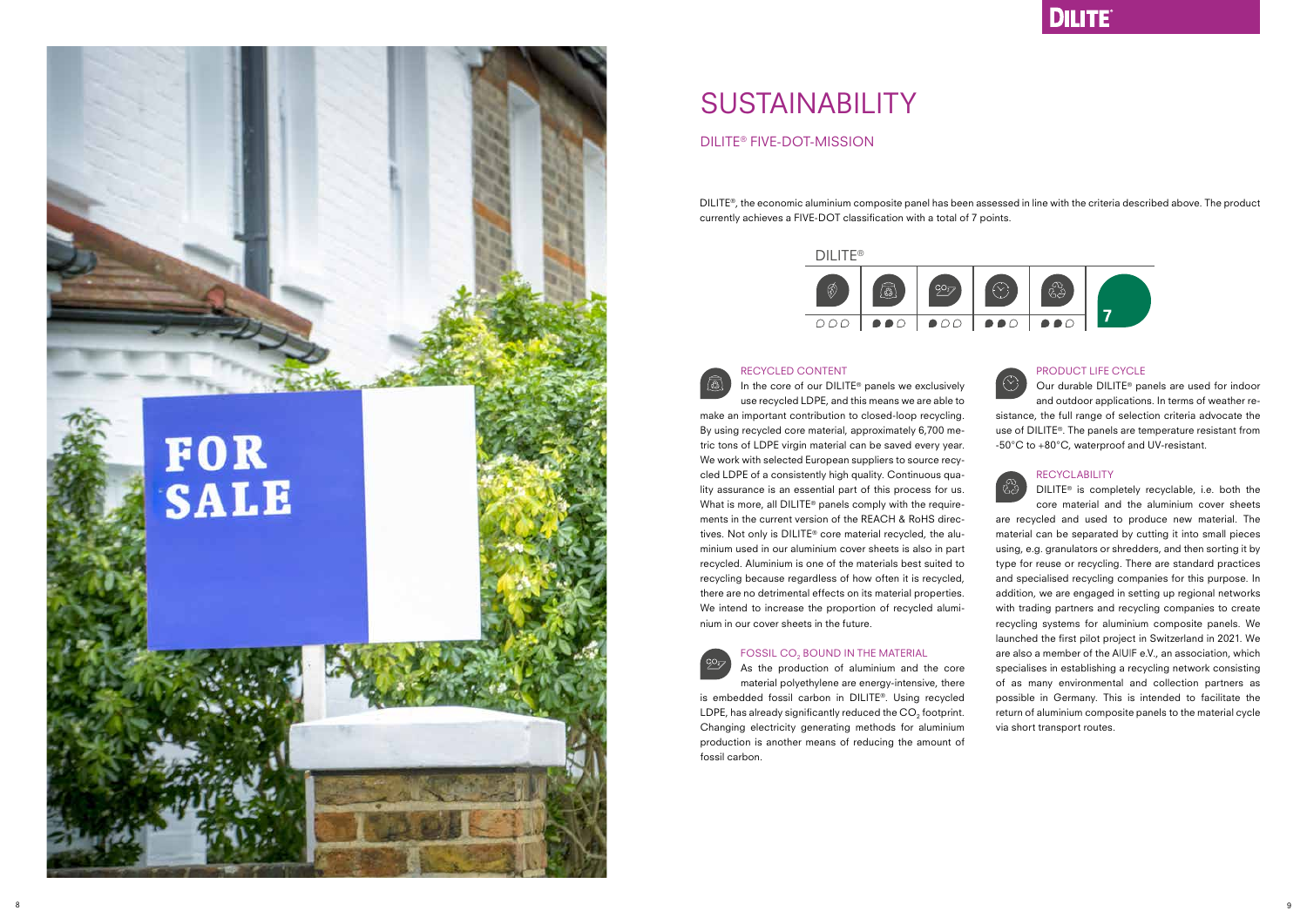# SUSTAINABILITY

## DILITE® FIVE-DOT-MISSION

DILITE®, the economic aluminium composite panel has been assessed in line with the criteria described above. The product currently achieves a FIVE-DOT classification with a total of 7 points.

DILITE®

| | | | | | |
|---|---|---|---|---|---|
| ○○○ | ●●○ | ●○○ | ●●○ | ●●○ | 7 |

### RECYCLED CONTENT

In the core of our DILITE® panels we exclusively use recycled LDPE, and this means we are able to make an important contribution to closed-loop recycling. By using recycled core material, approximately 6,700 metric tons of LDPE virgin material can be saved every year. We work with selected European suppliers to source recycled LDPE of a consistently high quality. Continuous quality assurance is an essential part of this process for us. What is more, all DILITE® panels comply with the requirements in the current version of the REACH & RoHS directives. Not only is DILITE® core material recycled, the aluminium used in our aluminium cover sheets is also in part recycled. Aluminium is one of the materials best suited to recycling because regardless of how often it is recycled, there are no detrimental effects on its material properties. We intend to increase the proportion of recycled aluminium in our cover sheets in the future.

### FOSSIL $CO_2$ BOUND IN THE MATERIAL

As the production of aluminium and the core material polyethylene are energy-intensive, there is embedded fossil carbon in DILITE®. Using recycled LDPE, has already significantly reduced the $CO_2$ footprint. Changing electricity generating methods for aluminium production is another means of reducing the amount of fossil carbon.

### PRODUCT LIFE CYCLE

Our durable DILITE® panels are used for indoor and outdoor applications. In terms of weather resistance, the full range of selection criteria advocate the use of DILITE®. The panels are temperature resistant from -50°C to +80°C, waterproof and UV-resistant.

### RECYCLABILITY

DILITE® is completely recyclable, i.e. both the core material and the aluminium cover sheets are recycled and used to produce new material. The material can be separated by cutting it into small pieces using, e.g. granulators or shredders, and then sorting it by type for reuse or recycling. There are standard practices and specialised recycling companies for this purpose. In addition, we are engaged in setting up regional networks with trading partners and recycling companies to create recycling systems for aluminium composite panels. We launched the first pilot project in Switzerland in 2021. We are also a member of the A|U|F e.V., an association, which specialises in establishing a recycling network consisting of as many environmental and collection partners as possible in Germany. This is intended to facilitate the return of aluminium composite panels to the material cycle via short transport routes.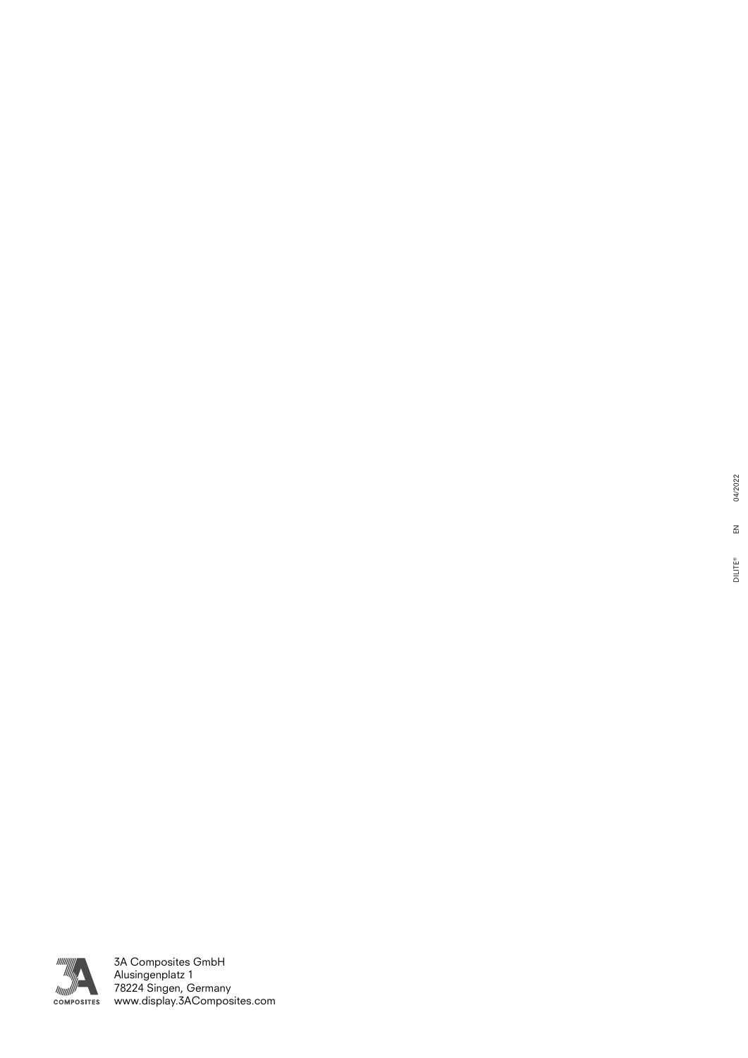DILITE® EN 04/2022

COMPOSITES

3A Composites GmbH
Alusingenplatz 1
78224 Singen, Germany
www.display.3AComposites.com